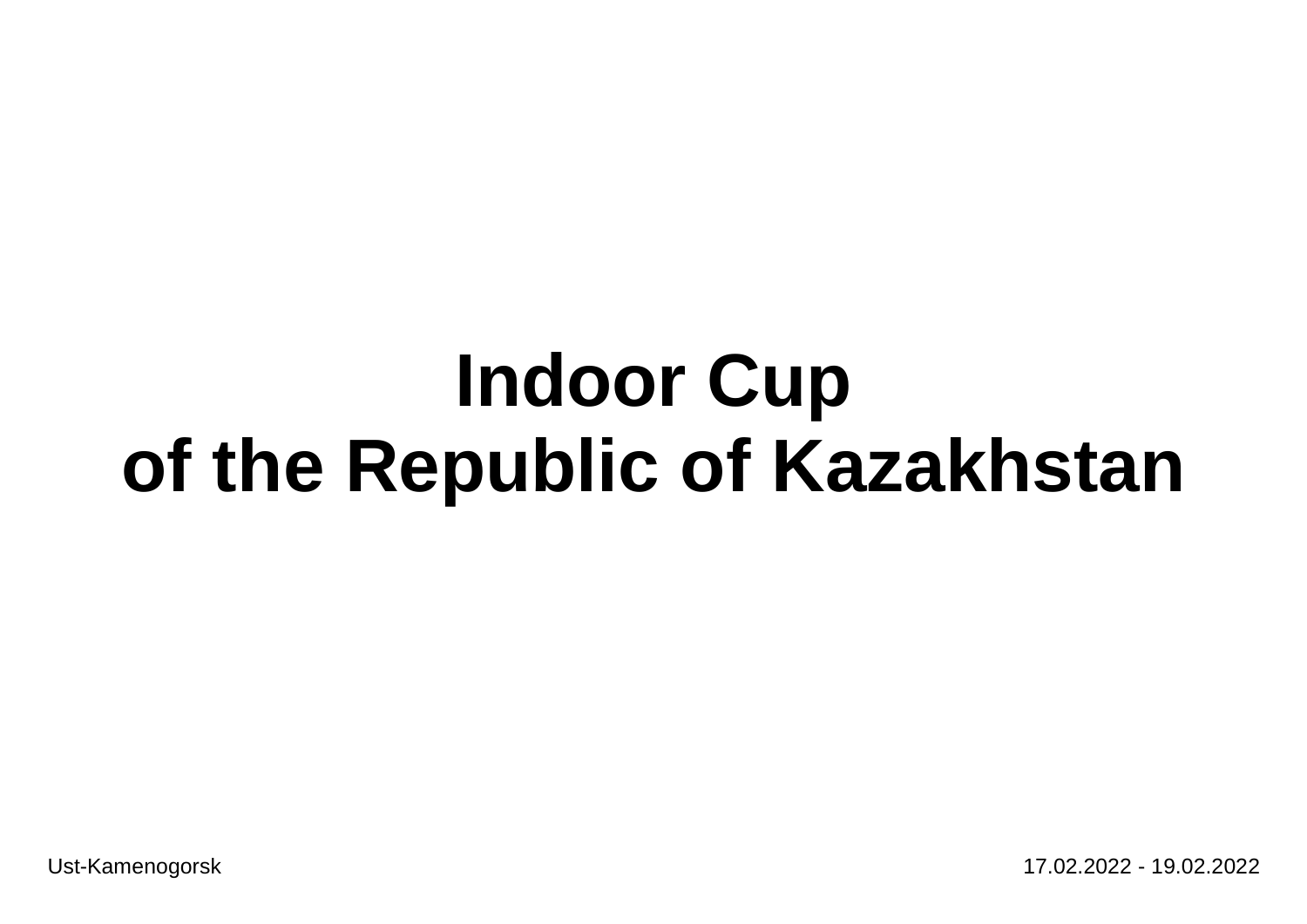# Indoor Cup of the Republic of Kazakhstan

Ust-Kamenogorsk

17.02.2022 - 19.02.2022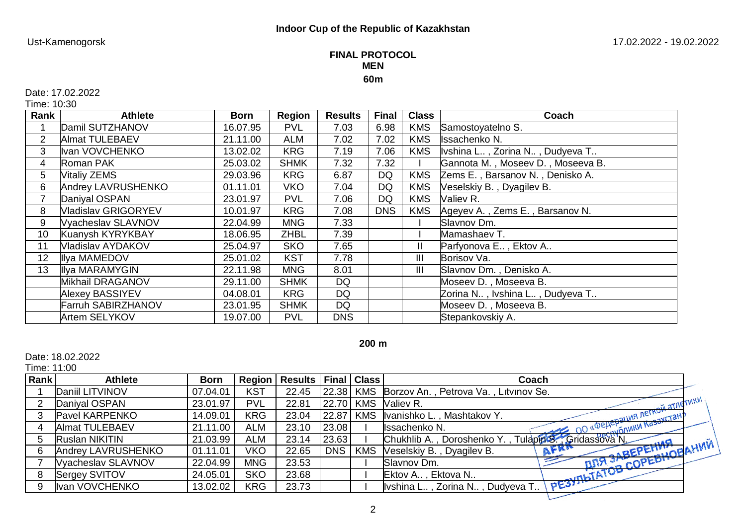**Indoor Cup of the Republic of Kazakhstan**

Ust-Kamenogorsk

17.02.2022 - 19.02.2022

## FINAL PROTOCOL
## MEN
### 60m

Date: 17.02.2022
Time: 10:30

| Rank | Athlete | Born | Region | Results | Final | Class | Coach |
|---|---|---|---|---|---|---|---|
| 1 | Damil SUTZHANOV | 16.07.95 | PVL | 7.03 | 6.98 | KMS | Samostoyatelno S. |
| 2 | Almat TULEBAEV | 21.11.00 | ALM | 7.02 | 7.02 | KMS | Issachenko N. |
| 3 | Ivan VOVCHENKO | 13.02.02 | KRG | 7.19 | 7.06 | KMS | Ivshina L.. , Zorina N.. , Dudyeva T.. |
| 4 | Roman PAK | 25.03.02 | SHMK | 7.32 | 7.32 | I | Gannota M. , Moseev D. , Moseeva B. |
| 5 | Vitaliy ZEMS | 29.03.96 | KRG | 6.87 | DQ | KMS | Zems E. , Barsanov N. , Denisko A. |
| 6 | Andrey LAVRUSHENKO | 01.11.01 | VKO | 7.04 | DQ | KMS | Veselskiy B. , Dyagilev B. |
| 7 | Daniyal OSPAN | 23.01.97 | PVL | 7.06 | DQ | KMS | Valiev R. |
| 8 | Vladislav GRIGORYEV | 10.01.97 | KRG | 7.08 | DNS | KMS | Ageyev A. , Zems E. , Barsanov N. |
| 9 | Vyacheslav SLAVNOV | 22.04.99 | MNG | 7.33 | | I | Slavnov Dm. |
| 10 | Kuanysh KYRYKBAY | 18.06.95 | ZHBL | 7.39 | | I | Mamashaev T. |
| 11 | Vladislav AYDAKOV | 25.04.97 | SKO | 7.65 | | II | Parfyonova E.. , Ektov A.. |
| 12 | Ilya MAMEDOV | 25.01.02 | KST | 7.78 | | III | Borisov Va. |
| 13 | Ilya MARAMYGIN | 22.11.98 | MNG | 8.01 | | III | Slavnov Dm. , Denisko A. |
| | Mikhail DRAGANOV | 29.11.00 | SHMK | DQ | | | Moseev D. , Moseeva B. |
| | Alexey BASSIYEV | 04.08.01 | KRG | DQ | | | Zorina N.. , Ivshina L.. , Dudyeva T.. |
| | Farruh SABIRZHANOV | 23.01.95 | SHMK | DQ | | | Moseev D. , Moseeva B. |
| | Artem SELYKOV | 19.07.00 | PVL | DNS | | | Stepankovskiy A. |

### 200 m

Date: 18.02.2022
Time: 11:00

| Rank | Athlete | Born | Region | Results | Final | Class | Coach |
|---|---|---|---|---|---|---|---|
| 1 | Daniil LITVINOV | 07.04.01 | KST | 22.45 | 22.38 | KMS | Borzov An. , Petrova Va. , Litvinov Se. |
| 2 | Daniyal OSPAN | 23.01.97 | PVL | 22.81 | 22.70 | KMS | Valiev R. |
| 3 | Pavel KARPENKO | 14.09.01 | KRG | 23.04 | 22.87 | KMS | Ivanishko L. , Mashtakov Y. |
| 4 | Almat TULEBAEV | 21.11.00 | ALM | 23.10 | 23.08 | I | Issachenko N. |
| 5 | Ruslan NIKITIN | 21.03.99 | ALM | 23.14 | 23.63 | I | Chukhlib A. , Doroshenko Y. , Tulapin S. , Gridassova N. |
| 6 | Andrey LAVRUSHENKO | 01.11.01 | VKO | 22.65 | DNS | KMS | Veselskiy B. , Dyagilev B. |
| 7 | Vyacheslav SLAVNOV | 22.04.99 | MNG | 23.53 | | I | Slavnov Dm. |
| 8 | Sergey SVITOV | 24.05.01 | SKO | 23.68 | | I | Ektov A.. , Ektova N.. |
| 9 | Ivan VOVCHENKO | 13.02.02 | KRG | 23.73 | | I | Ivshina L.. , Zorina N.. , Dudyeva T.. |

ОО «Федерация легкой атлетики Республики Казахстан» АФРК ДЛЯ ЗАВЕРЕНИЯ РЕЗУЛЬТАТОВ СОРЕВНОВАНИЙ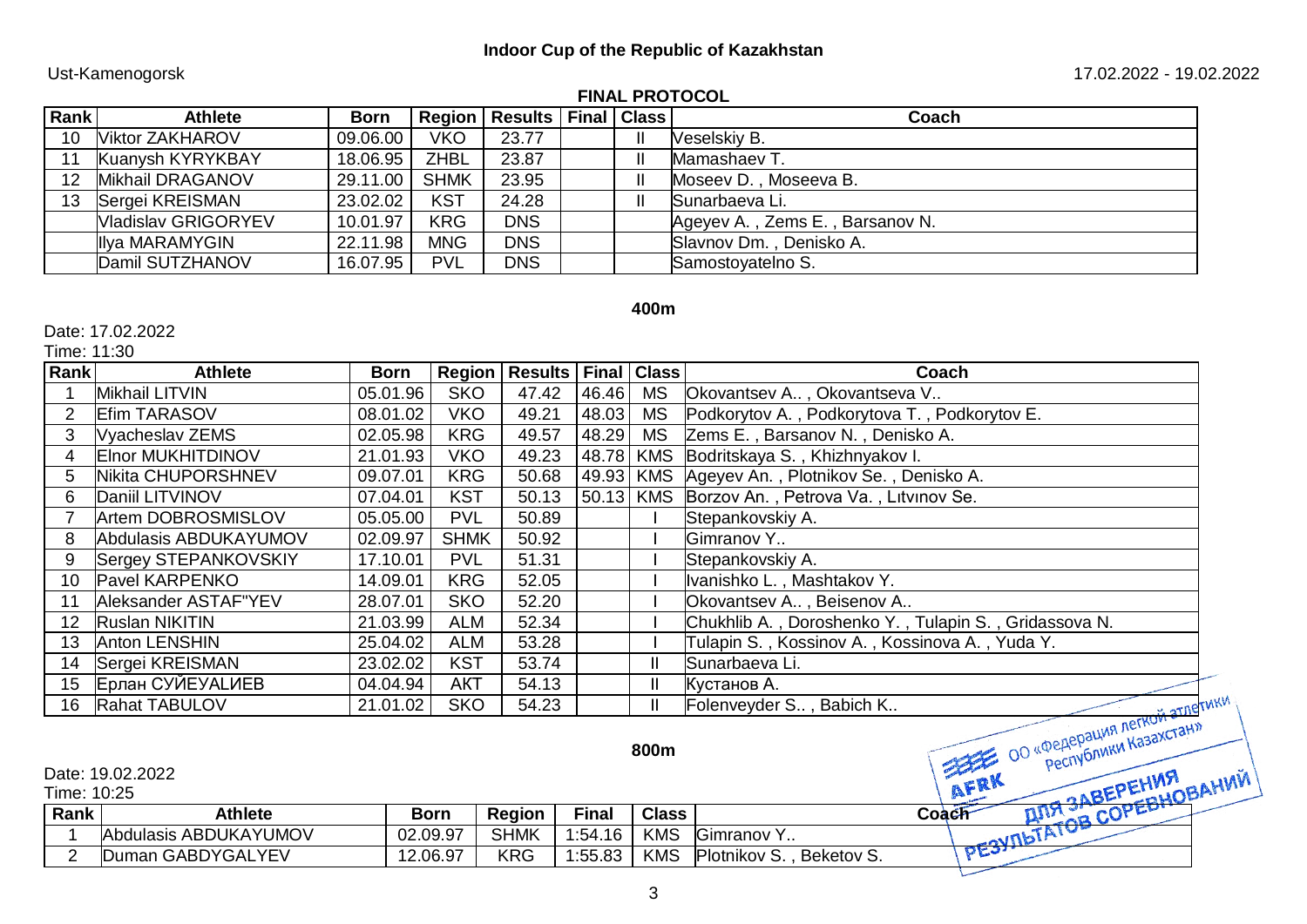**Indoor Cup of the Republic of Kazakhstan**

Ust-Kamenogorsk 17.02.2022 - 19.02.2022

**FINAL PROTOCOL**

| Rank | Athlete | Born | Region | Results | Final | Class | Coach |
|---|---|---|---|---|---|---|---|
| 10 | Viktor ZAKHAROV | 09.06.00 | VKO | 23.77 | | II | Veselskiy B. |
| 11 | Kuanysh KYRYKBAY | 18.06.95 | ZHBL | 23.87 | | II | Mamashaev T. |
| 12 | Mikhail DRAGANOV | 29.11.00 | SHMK | 23.95 | | II | Moseev D. , Moseeva B. |
| 13 | Sergei KREISMAN | 23.02.02 | KST | 24.28 | | II | Sunarbaeva Li. |
| | Vladislav GRIGORYEV | 10.01.97 | KRG | DNS | | | Ageyev A. , Zems E. , Barsanov N. |
| | Ilya MARAMYGIN | 22.11.98 | MNG | DNS | | | Slavnov Dm. , Denisko A. |
| | Damil SUTZHANOV | 16.07.95 | PVL | DNS | | | Samostoyatelno S. |

## 400m

Date: 17.02.2022
Time: 11:30

| Rank | Athlete | Born | Region | Results | Final | Class | Coach |
|---|---|---|---|---|---|---|---|
| 1 | Mikhail LITVIN | 05.01.96 | SKO | 47.42 | 46.46 | MS | Okovantsev A.. , Okovantseva V.. |
| 2 | Efim TARASOV | 08.01.02 | VKO | 49.21 | 48.03 | MS | Podkorytov A. , Podkorytova T. , Podkorytov E. |
| 3 | Vyacheslav ZEMS | 02.05.98 | KRG | 49.57 | 48.29 | MS | Zems E. , Barsanov N. , Denisko A. |
| 4 | Elnor MUKHITDINOV | 21.01.93 | VKO | 49.23 | 48.78 | KMS | Bodritskaya S. , Khizhnyakov I. |
| 5 | Nikita CHUPORSHNEV | 09.07.01 | KRG | 50.68 | 49.93 | KMS | Ageyev An. , Plotnikov Se. , Denisko A. |
| 6 | Daniil LITVINOV | 07.04.01 | KST | 50.13 | 50.13 | KMS | Borzov An. , Petrova Va. , Lıtvınov Se. |
| 7 | Artem DOBROSMISLOV | 05.05.00 | PVL | 50.89 | | I | Stepankovskiy A. |
| 8 | Abdulasis ABDUKAYUMOV | 02.09.97 | SHMK | 50.92 | | I | Gimranov Y.. |
| 9 | Sergey STEPANKOVSKIY | 17.10.01 | PVL | 51.31 | | I | Stepankovskiy A. |
| 10 | Pavel KARPENKO | 14.09.01 | KRG | 52.05 | | I | Ivanishko L. , Mashtakov Y. |
| 11 | Aleksander ASTAF"YEV | 28.07.01 | SKO | 52.20 | | I | Okovantsev A.. , Beisenov A.. |
| 12 | Ruslan NIKITIN | 21.03.99 | ALM | 52.34 | | I | Chukhlib A. , Doroshenko Y. , Tulapin S. , Gridassova N. |
| 13 | Anton LENSHIN | 25.04.02 | ALM | 53.28 | | I | Tulapin S. , Kossinov A. , Kossinova A. , Yuda Y. |
| 14 | Sergei KREISMAN | 23.02.02 | KST | 53.74 | | II | Sunarbaeva Li. |
| 15 | Ерлан СУЙЕУАLИЕВ | 04.04.94 | AKT | 54.13 | | II | Кустанов А. |
| 16 | Rahat TABULOV | 21.01.02 | SKO | 54.23 | | II | Folenveyder S.. , Babich K.. |

## 800m

Date: 19.02.2022
Time: 10:25

| Rank | Athlete | Born | Region | Final | Class | Coach |
|---|---|---|---|---|---|---|
| 1 | Abdulasis ABDUKAYUMOV | 02.09.97 | SHMK | 1:54.16 | KMS | Gimranov Y.. |
| 2 | Duman GABDYGALYEV | 12.06.97 | KRG | 1:55.83 | KMS | Plotnikov S. , Beketov S. |

ОО «Федерация легкой атлетики Республики Казахстан» AFRK ДЛЯ ЗАВЕРЕНИЯ РЕЗУЛЬТАТОВ СОРЕВНОВАНИЙ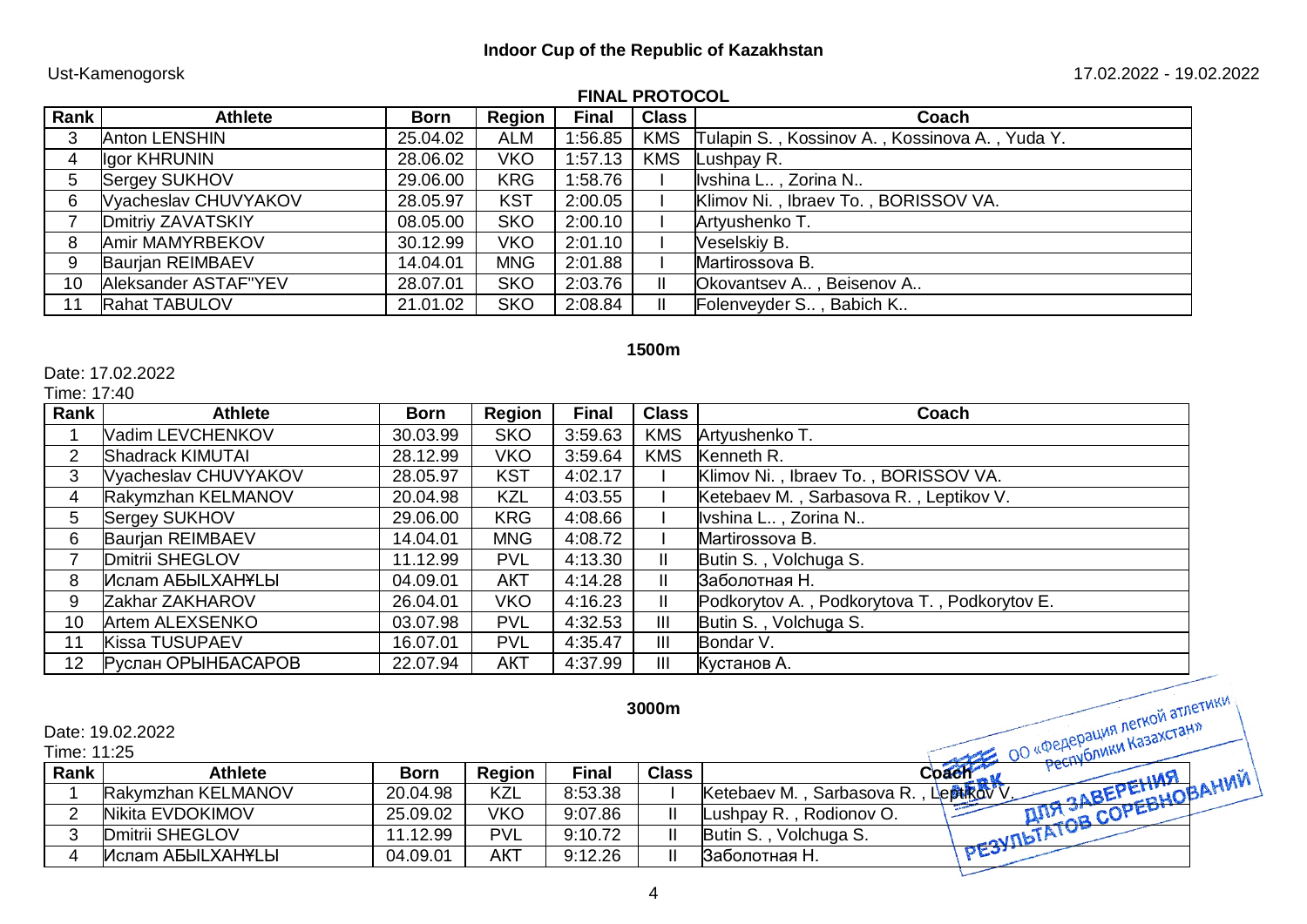**Indoor Cup of the Republic of Kazakhstan**

Ust-Kamenogorsk 17.02.2022 - 19.02.2022

**FINAL PROTOCOL**

| Rank | Athlete | Born | Region | Final | Class | Coach |
|---|---|---|---|---|---|---|
| 3 | Anton LENSHIN | 25.04.02 | ALM | 1:56.85 | KMS | Tulapin S. , Kossinov A. , Kossinova A. , Yuda Y. |
| 4 | Igor KHRUNIN | 28.06.02 | VKO | 1:57.13 | KMS | Lushpay R. |
| 5 | Sergey SUKHOV | 29.06.00 | KRG | 1:58.76 | I | Ivshina L.. , Zorina N.. |
| 6 | Vyacheslav CHUVYAKOV | 28.05.97 | KST | 2:00.05 | I | Klimov Ni. , Ibraev To. , BORISSOV VA. |
| 7 | Dmitriy ZAVATSKIY | 08.05.00 | SKO | 2:00.10 | I | Artyushenko T. |
| 8 | Amir MAMYRBEKOV | 30.12.99 | VKO | 2:01.10 | I | Veselskiy B. |
| 9 | Baurjan REIMBAEV | 14.04.01 | MNG | 2:01.88 | I | Martirossova B. |
| 10 | Aleksander ASTAF"YEV | 28.07.01 | SKO | 2:03.76 | II | Okovantsev A.. , Beisenov A.. |
| 11 | Rahat TABULOV | 21.01.02 | SKO | 2:08.84 | II | Folenveyder S.. , Babich K.. |

**1500m**

Date: 17.02.2022
Time: 17:40

| Rank | Athlete | Born | Region | Final | Class | Coach |
|---|---|---|---|---|---|---|
| 1 | Vadim LEVCHENKOV | 30.03.99 | SKO | 3:59.63 | KMS | Artyushenko T. |
| 2 | Shadrack KIMUTAI | 28.12.99 | VKO | 3:59.64 | KMS | Kenneth R. |
| 3 | Vyacheslav CHUVYAKOV | 28.05.97 | KST | 4:02.17 | I | Klimov Ni. , Ibraev To. , BORISSOV VA. |
| 4 | Rakymzhan KELMANOV | 20.04.98 | KZL | 4:03.55 | I | Ketebaev M. , Sarbasova R. , Leptikov V. |
| 5 | Sergey SUKHOV | 29.06.00 | KRG | 4:08.66 | I | Ivshina L.. , Zorina N.. |
| 6 | Baurjan REIMBAEV | 14.04.01 | MNG | 4:08.72 | I | Martirossova B. |
| 7 | Dmitrii SHEGLOV | 11.12.99 | PVL | 4:13.30 | II | Butin S. , Volchuga S. |
| 8 | Ислам АБЫLХАНҰLЫ | 04.09.01 | AKT | 4:14.28 | II | Заболотная Н. |
| 9 | Zakhar ZAKHAROV | 26.04.01 | VKO | 4:16.23 | II | Podkorytov A. , Podkorytova T. , Podkorytov E. |
| 10 | Artem ALEXSENKO | 03.07.98 | PVL | 4:32.53 | III | Butin S. , Volchuga S. |
| 11 | Kissa TUSUPAEV | 16.07.01 | PVL | 4:35.47 | III | Bondar V. |
| 12 | Руслан ОРЫНБАСАРОВ | 22.07.94 | AKT | 4:37.99 | III | Кустанов А. |

**3000m**

Date: 19.02.2022
Time: 11:25

| Rank | Athlete | Born | Region | Final | Class | Coach |
|---|---|---|---|---|---|---|
| 1 | Rakymzhan KELMANOV | 20.04.98 | KZL | 8:53.38 | I | Ketebaev M. , Sarbasova R. , Leptikov V. |
| 2 | Nikita EVDOKIMOV | 25.09.02 | VKO | 9:07.86 | II | Lushpay R. , Rodionov O. |
| 3 | Dmitrii SHEGLOV | 11.12.99 | PVL | 9:10.72 | II | Butin S. , Volchuga S. |
| 4 | Ислам АБЫLХАНҰLЫ | 04.09.01 | AKT | 9:12.26 | II | Заболотная Н. |

ОО «Федерация легкой атлетики Республики Казахстан» ДЛЯ ЗАВЕРЕНИЯ РЕЗУЛЬТАТОВ СОРЕВНОВАНИЙ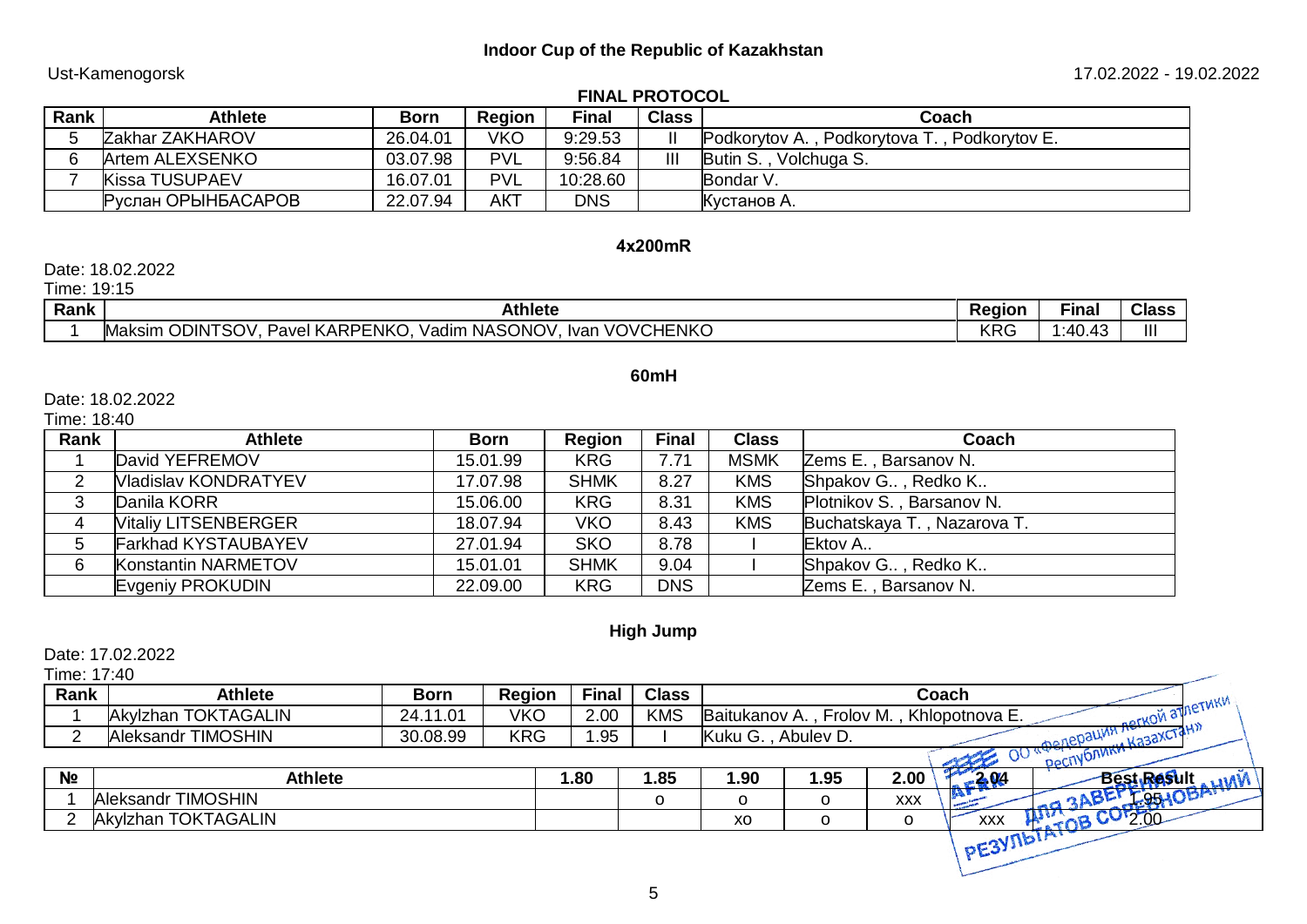**Indoor Cup of the Republic of Kazakhstan**

Ust-Kamenogorsk

17.02.2022 - 19.02.2022

**FINAL PROTOCOL**

| Rank | Athlete | Born | Region | Final | Class | Coach |
|---|---|---|---|---|---|---|
| 5 | Zakhar ZAKHAROV | 26.04.01 | VKO | 9:29.53 | II | Podkorytov A. , Podkorytova T. , Podkorytov E. |
| 6 | Artem ALEXSENKO | 03.07.98 | PVL | 9:56.84 | III | Butin S. , Volchuga S. |
| 7 | Kissa TUSUPAEV | 16.07.01 | PVL | 10:28.60 | | Bondar V. |
| | Руслан ОРЫНБАСАРОВ | 22.07.94 | AKT | DNS | | Кустанов А. |

**4x200mR**

Date: 18.02.2022

Time: 19:15

| Rank | Athlete | Region | Final | Class |
|---|---|---|---|---|
| 1 | Maksim ODINTSOV, Pavel KARPENKO, Vadim NASONOV, Ivan VOVCHENKO | KRG | 1:40.43 | III |

**60mH**

Date: 18.02.2022

Time: 18:40

| Rank | Athlete | Born | Region | Final | Class | Coach |
|---|---|---|---|---|---|---|
| 1 | David YEFREMOV | 15.01.99 | KRG | 7.71 | MSMK | Zems E. , Barsanov N. |
| 2 | Vladislav KONDRATYEV | 17.07.98 | SHMK | 8.27 | KMS | Shpakov G.. , Redko K.. |
| 3 | Danila KORR | 15.06.00 | KRG | 8.31 | KMS | Plotnikov S. , Barsanov N. |
| 4 | Vitaliy LITSENBERGER | 18.07.94 | VKO | 8.43 | KMS | Buchatskaya T. , Nazarova T. |
| 5 | Farkhad KYSTAUBAYEV | 27.01.94 | SKO | 8.78 | I | Ektov A.. |
| 6 | Konstantin NARMETOV | 15.01.01 | SHMK | 9.04 | I | Shpakov G.. , Redko K.. |
| | Evgeniy PROKUDIN | 22.09.00 | KRG | DNS | | Zems E. , Barsanov N. |

**High Jump**

Date: 17.02.2022

Time: 17:40

| Rank | Athlete | Born | Region | Final | Class | Coach |
|---|---|---|---|---|---|---|
| 1 | Akylzhan TOKTAGALIN | 24.11.01 | VKO | 2.00 | KMS | Baitukanov A. , Frolov M. , Khlopotnova E. |
| 2 | Aleksandr TIMOSHIN | 30.08.99 | KRG | 1.95 | I | Kuku G. , Abulev D. |

| № | Athlete | 1.80 | 1.85 | 1.90 | 1.95 | 2.00 | 2.04 | Best Result |
|---|---|---|---|---|---|---|---|---|
| 1 | Aleksandr TIMOSHIN | | o | o | o | xxx | | 1.95 |
| 2 | Akylzhan TOKTAGALIN | | | xo | o | o | xxx | 2.00 |

ОО «Федерация легкой атлетики Республики Казахстан» ДЛЯ ЗАВЕРЕНИЯ РЕЗУЛЬТАТОВ СОРЕВНОВАНИЙ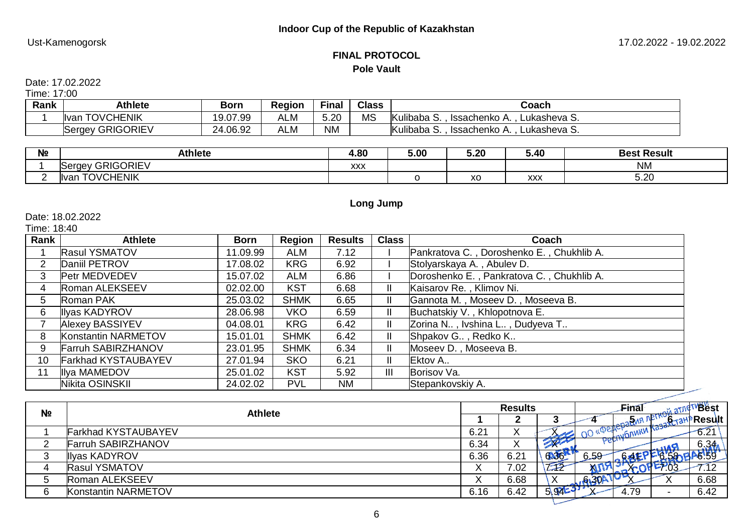**Indoor Cup of the Republic of Kazakhstan**

Ust-Kamenogorsk 17.02.2022 - 19.02.2022

## FINAL PROTOCOL

### Pole Vault

Date: 17.02.2022
Time: 17:00

| Rank | Athlete | Born | Region | Final | Class | Coach |
|---|---|---|---|---|---|---|
| 1 | Ivan TOVCHENIK | 19.07.99 | ALM | 5.20 | MS | Kulibaba S. , Issachenko A. , Lukasheva S. |
| | Sergey GRIGORIEV | 24.06.92 | ALM | NM | | Kulibaba S. , Issachenko A. , Lukasheva S. |

| № | Athlete | 4.80 | 5.00 | 5.20 | 5.40 | Best Result |
|---|---|---|---|---|---|---|
| 1 | Sergey GRIGORIEV | xxx | | | | NM |
| 2 | Ivan TOVCHENIK | | o | xo | xxx | 5.20 |

### Long Jump

Date: 18.02.2022
Time: 18:40

| Rank | Athlete | Born | Region | Results | Class | Coach |
|---|---|---|---|---|---|---|
| 1 | Rasul YSMATOV | 11.09.99 | ALM | 7.12 | I | Pankratova C. , Doroshenko E. , Chukhlib A. |
| 2 | Daniil PETROV | 17.08.02 | KRG | 6.92 | I | Stolyarskaya A. , Abulev D. |
| 3 | Petr MEDVEDEV | 15.07.02 | ALM | 6.86 | I | Doroshenko E. , Pankratova C. , Chukhlib A. |
| 4 | Roman ALEKSEEV | 02.02.00 | KST | 6.68 | II | Kaisarov Re. , Klimov Ni. |
| 5 | Roman PAK | 25.03.02 | SHMK | 6.65 | II | Gannota M. , Moseev D. , Moseeva B. |
| 6 | Ilyas KADYROV | 28.06.98 | VKO | 6.59 | II | Buchatskiy V. , Khlopotnova E. |
| 7 | Alexey BASSIYEV | 04.08.01 | KRG | 6.42 | II | Zorina N.. , Ivshina L.. , Dudyeva T.. |
| 8 | Konstantin NARMETOV | 15.01.01 | SHMK | 6.42 | II | Shpakov G.. , Redko K.. |
| 9 | Farruh SABIRZHANOV | 23.01.95 | SHMK | 6.34 | II | Moseev D. , Moseeva B. |
| 10 | Farkhad KYSTAUBAYEV | 27.01.94 | SKO | 6.21 | II | Ektov A.. |
| 11 | Ilya MAMEDOV | 25.01.02 | KST | 5.92 | III | Borisov Va. |
| | Nikita OSINSKII | 24.02.02 | PVL | NM | | Stepankovskiy A. |

| № | Athlete | Results | | | Final | | | Best Result |
|---|---|---|---|---|---|---|---|---|
| | | 1 | 2 | 3 | 4 | 5 | 6 | |
| 1 | Farkhad KYSTAUBAYEV | 6.21 | X | X | | | | 6.21 |
| 2 | Farruh SABIRZHANOV | 6.34 | X | X | | | | 6.34 |
| 3 | Ilyas KADYROV | 6.36 | 6.21 | 6.36 | 6.59 | 6.41 | 6.58 | 6.59 |
| 4 | Rasul YSMATOV | X | 7.02 | 7.12 | X | X | 7.03 | 7.12 |
| 5 | Roman ALEKSEEV | X | 6.68 | X | 6.30 | X | X | 6.68 |
| 6 | Konstantin NARMETOV | 6.16 | 6.42 | 5.92 | X | 4.79 | - | 6.42 |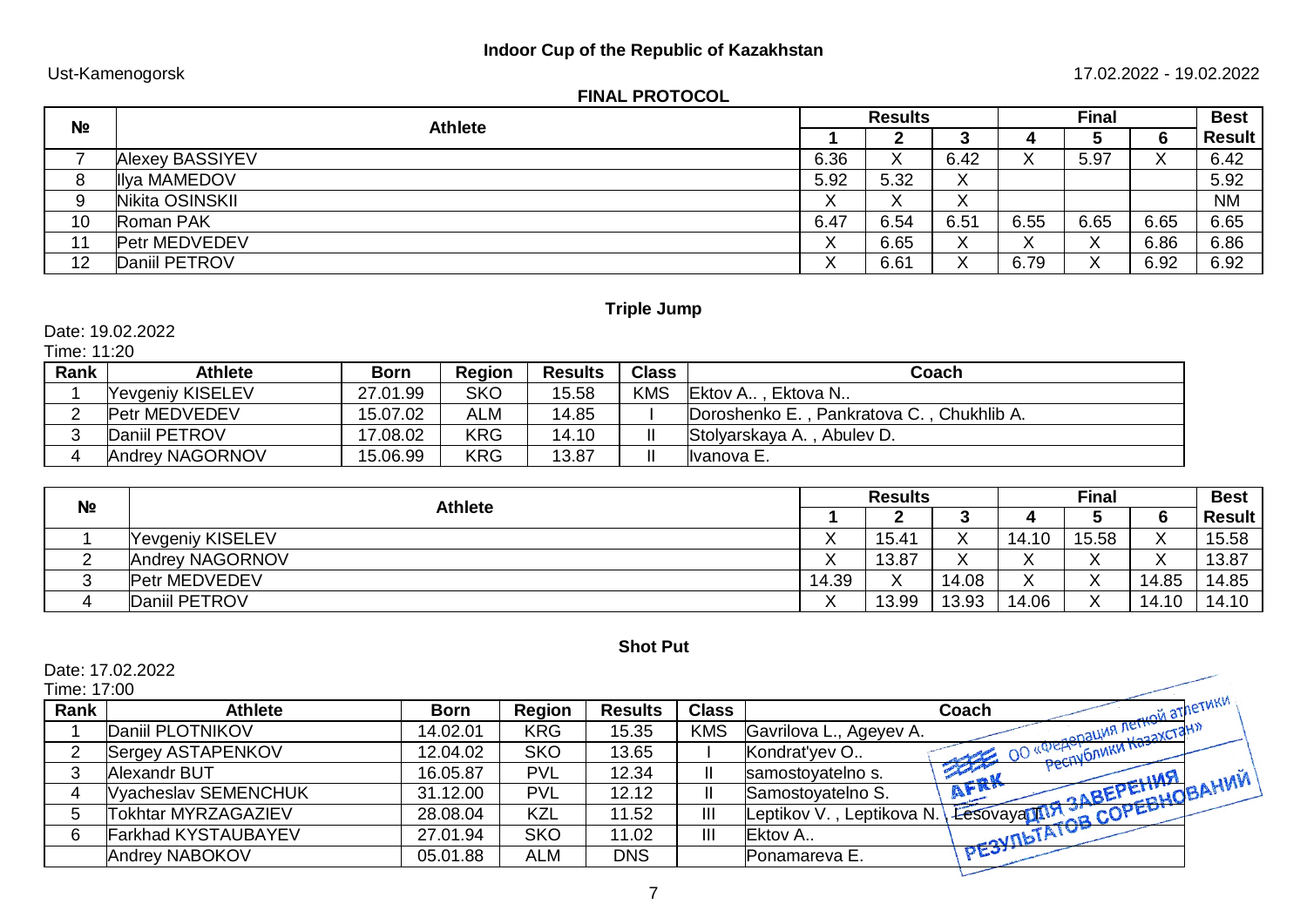**Indoor Cup of the Republic of Kazakhstan**

Ust-Kamenogorsk

17.02.2022 - 19.02.2022

**FINAL PROTOCOL**

| № | Athlete | Results | | | Final | | | Best |
|---|---|---|---|---|---|---|---|---|
| | | 1 | 2 | 3 | 4 | 5 | 6 | Result |
| 7 | Alexey BASSIYEV | 6.36 | X | 6.42 | X | 5.97 | X | 6.42 |
| 8 | Ilya MAMEDOV | 5.92 | 5.32 | X | | | | 5.92 |
| 9 | Nikita OSINSKII | X | X | X | | | | NM |
| 10 | Roman PAK | 6.47 | 6.54 | 6.51 | 6.55 | 6.65 | 6.65 | 6.65 |
| 11 | Petr MEDVEDEV | X | 6.65 | X | X | X | 6.86 | 6.86 |
| 12 | Daniil PETROV | X | 6.61 | X | 6.79 | X | 6.92 | 6.92 |

## Triple Jump

Date: 19.02.2022

Time: 11:20

| Rank | Athlete | Born | Region | Results | Class | Coach |
|---|---|---|---|---|---|---|
| 1 | Yevgeniy KISELEV | 27.01.99 | SKO | 15.58 | KMS | Ektov A.. , Ektova N.. |
| 2 | Petr MEDVEDEV | 15.07.02 | ALM | 14.85 | I | Doroshenko E. , Pankratova C. , Chukhlib A. |
| 3 | Daniil PETROV | 17.08.02 | KRG | 14.10 | II | Stolyarskaya A. , Abulev D. |
| 4 | Andrey NAGORNOV | 15.06.99 | KRG | 13.87 | II | Ivanova E. |

| № | Athlete | Results | | | Final | | | Best |
|---|---|---|---|---|---|---|---|---|
| | | 1 | 2 | 3 | 4 | 5 | 6 | Result |
| 1 | Yevgeniy KISELEV | X | 15.41 | X | 14.10 | 15.58 | X | 15.58 |
| 2 | Andrey NAGORNOV | X | 13.87 | X | X | X | X | 13.87 |
| 3 | Petr MEDVEDEV | 14.39 | X | 14.08 | X | X | 14.85 | 14.85 |
| 4 | Daniil PETROV | X | 13.99 | 13.93 | 14.06 | X | 14.10 | 14.10 |

## Shot Put

Date: 17.02.2022

Time: 17:00

| Rank | Athlete | Born | Region | Results | Class | Coach |
|---|---|---|---|---|---|---|
| 1 | Daniil PLOTNIKOV | 14.02.01 | KRG | 15.35 | KMS | Gavrilova L., Ageyev A. |
| 2 | Sergey ASTAPENKOV | 12.04.02 | SKO | 13.65 | I | Kondrat'yev O.. |
| 3 | Alexandr BUT | 16.05.87 | PVL | 12.34 | II | samostoyatelno s. |
| 4 | Vyacheslav SEMENCHUK | 31.12.00 | PVL | 12.12 | II | Samostoyatelno S. |
| 5 | Tokhtar MYRZAGAZIEV | 28.08.04 | KZL | 11.52 | III | Leptikov V. , Leptikova N. , Lesovaya T. |
| 6 | Farkhad KYSTAUBAYEV | 27.01.94 | SKO | 11.02 | III | Ektov A.. |
| | Andrey NABOKOV | 05.01.88 | ALM | DNS | | Ponamareva E. |

ОО «Федерация легкой атлетики Республики Казахстан» AFRK ДЛЯ ЗАВЕРЕНИЯ РЕЗУЛЬТАТОВ СОРЕВНОВАНИЙ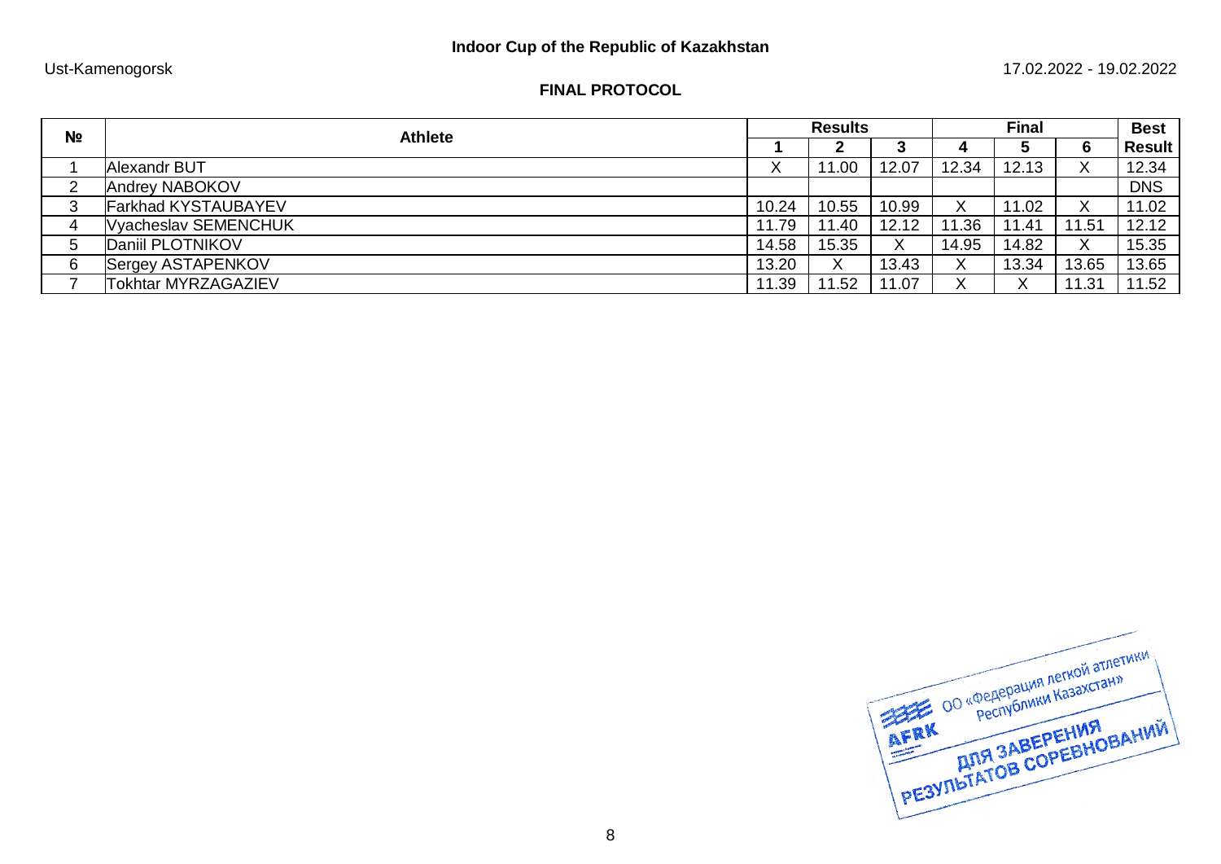**Indoor Cup of the Republic of Kazakhstan**

Ust-Kamenogorsk 17.02.2022 - 19.02.2022

**FINAL PROTOCOL**

| № | Athlete | Results | | | Final | | | Best |
|---|---|---|---|---|---|---|---|---|
| | | 1 | 2 | 3 | 4 | 5 | 6 | Result |
| 1 | Alexandr BUT | X | 11.00 | 12.07 | 12.34 | 12.13 | X | 12.34 |
| 2 | Andrey NABOKOV | | | | | | | DNS |
| 3 | Farkhad KYSTAUBAYEV | 10.24 | 10.55 | 10.99 | X | 11.02 | X | 11.02 |
| 4 | Vyacheslav SEMENCHUK | 11.79 | 11.40 | 12.12 | 11.36 | 11.41 | 11.51 | 12.12 |
| 5 | Daniil PLOTNIKOV | 14.58 | 15.35 | X | 14.95 | 14.82 | X | 15.35 |
| 6 | Sergey ASTAPENKOV | 13.20 | X | 13.43 | X | 13.34 | 13.65 | 13.65 |
| 7 | Tokhtar MYRZAGAZIEV | 11.39 | 11.52 | 11.07 | X | X | 11.31 | 11.52 |

AFRK ОО «Федерация легкой атлетики Республики Казахстан» ДЛЯ ЗАВЕРЕНИЯ РЕЗУЛЬТАТОВ СОРЕВНОВАНИЙ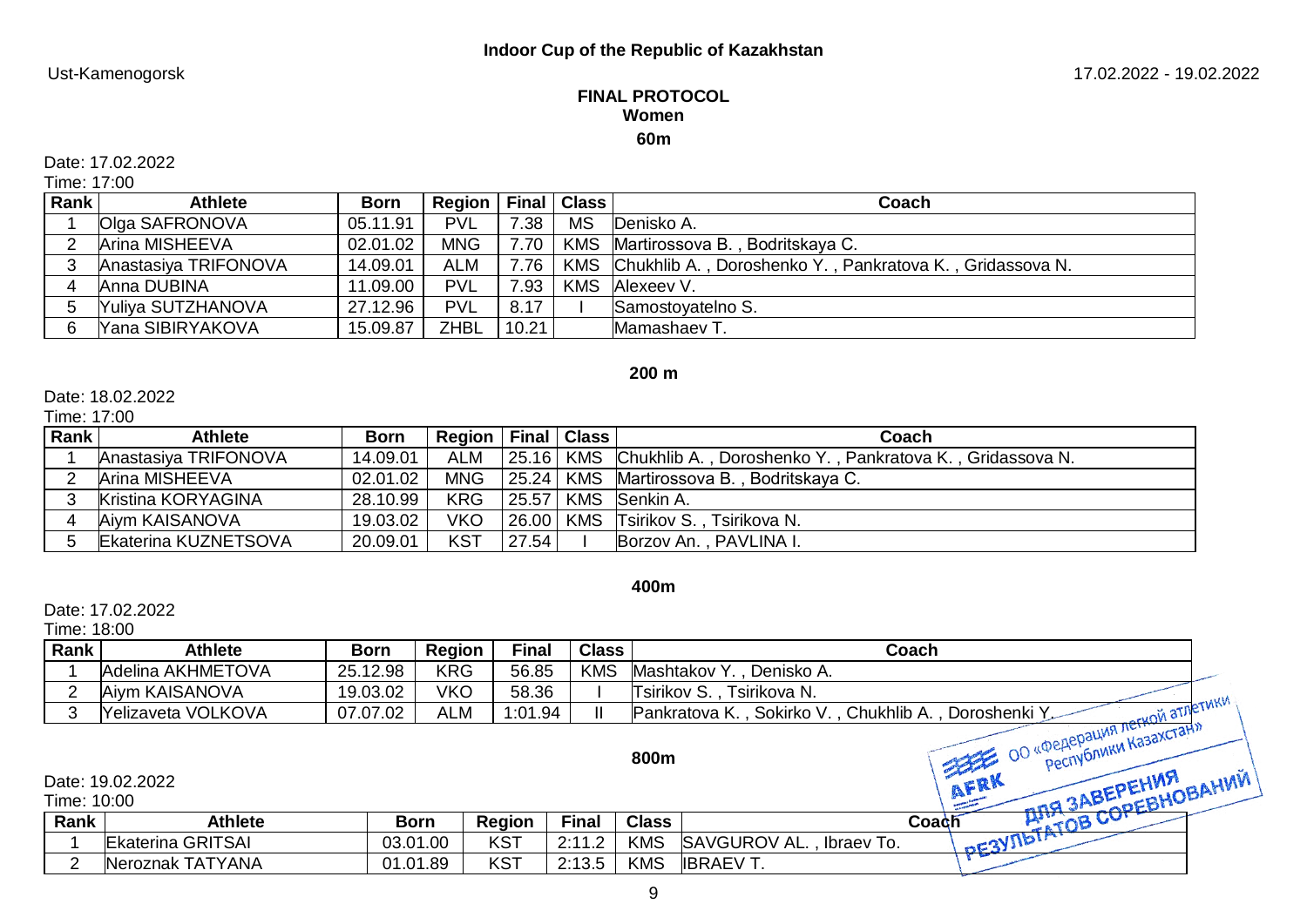**Indoor Cup of the Republic of Kazakhstan**

Ust-Kamenogorsk 17.02.2022 - 19.02.2022

**FINAL PROTOCOL**
**Women**

### 60m

Date: 17.02.2022
Time: 17:00

| Rank | Athlete | Born | Region | Final | Class | Coach |
|---|---|---|---|---|---|---|
| 1 | Olga SAFRONOVA | 05.11.91 | PVL | 7.38 | MS | Denisko A. |
| 2 | Arina MISHEEVA | 02.01.02 | MNG | 7.70 | KMS | Martirossova B. , Bodritskaya C. |
| 3 | Anastasiya TRIFONOVA | 14.09.01 | ALM | 7.76 | KMS | Chukhlib A. , Doroshenko Y. , Pankratova K. , Gridassova N. |
| 4 | Anna DUBINA | 11.09.00 | PVL | 7.93 | KMS | Alexeev V. |
| 5 | Yuliya SUTZHANOVA | 27.12.96 | PVL | 8.17 | I | Samostoyatelno S. |
| 6 | Yana SIBIRYAKOVA | 15.09.87 | ZHBL | 10.21 | | Mamashaev T. |

### 200 m

Date: 18.02.2022
Time: 17:00

| Rank | Athlete | Born | Region | Final | Class | Coach |
|---|---|---|---|---|---|---|
| 1 | Anastasiya TRIFONOVA | 14.09.01 | ALM | 25.16 | KMS | Chukhlib A. , Doroshenko Y. , Pankratova K. , Gridassova N. |
| 2 | Arina MISHEEVA | 02.01.02 | MNG | 25.24 | KMS | Martirossova B. , Bodritskaya C. |
| 3 | Kristina KORYAGINA | 28.10.99 | KRG | 25.57 | KMS | Senkin A. |
| 4 | Aiym KAISANOVA | 19.03.02 | VKO | 26.00 | KMS | Tsirikov S. , Tsirikova N. |
| 5 | Ekaterina KUZNETSOVA | 20.09.01 | KST | 27.54 | I | Borzov An. , PAVLINA I. |

### 400m

Date: 17.02.2022
Time: 18:00

| Rank | Athlete | Born | Region | Final | Class | Coach |
|---|---|---|---|---|---|---|
| 1 | Adelina AKHMETOVA | 25.12.98 | KRG | 56.85 | KMS | Mashtakov Y. , Denisko A. |
| 2 | Aiym KAISANOVA | 19.03.02 | VKO | 58.36 | I | Tsirikov S. , Tsirikova N. |
| 3 | Yelizaveta VOLKOVA | 07.07.02 | ALM | 1:01.94 | II | Pankratova K. , Sokirko V. , Chukhlib A. , Doroshenki Y. |

### 800m

Date: 19.02.2022
Time: 10:00

| Rank | Athlete | Born | Region | Final | Class | Coach |
|---|---|---|---|---|---|---|
| 1 | Ekaterina GRITSAI | 03.01.00 | KST | 2:11.2 | KMS | SAVGUROV AL. , Ibraev To. |
| 2 | Neroznak TATYANA | 01.01.89 | KST | 2:13.5 | KMS | IBRAEV T. |

AFRK ОО «Федерация легкой атлетики Республики Казахстан» ДЛЯ ЗАВЕРЕНИЯ РЕЗУЛЬТАТОВ СОРЕВНОВАНИЙ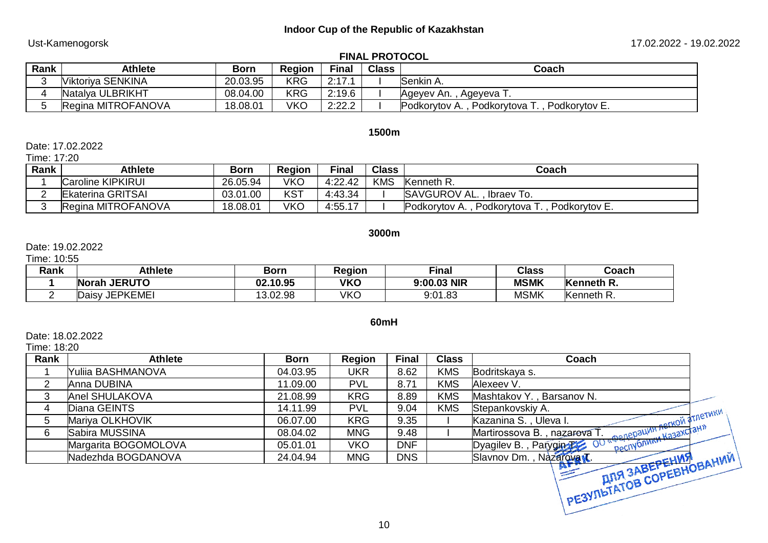**Indoor Cup of the Republic of Kazakhstan**

Ust-Kamenogorsk 17.02.2022 - 19.02.2022

**FINAL PROTOCOL**

| Rank | Athlete | Born | Region | Final | Class | Coach |
|---|---|---|---|---|---|---|
| 3 | Viktoriya SENKINA | 20.03.95 | KRG | 2:17.1 | I | Senkin A. |
| 4 | Natalya ULBRIKHT | 08.04.00 | KRG | 2:19.6 | I | Ageyev An. , Ageyeva T. |
| 5 | Regina MITROFANOVA | 18.08.01 | VKO | 2:22.2 | I | Podkorytov A. , Podkorytova T. , Podkorytov E. |

## 1500m

Date: 17.02.2022
Time: 17:20

| Rank | Athlete | Born | Region | Final | Class | Coach |
|---|---|---|---|---|---|---|
| 1 | Caroline KIPKIRUI | 26.05.94 | VKO | 4:22.42 | KMS | Kenneth R. |
| 2 | Ekaterina GRITSAI | 03.01.00 | KST | 4:43.34 | I | SAVGUROV AL. , Ibraev To. |
| 3 | Regina MITROFANOVA | 18.08.01 | VKO | 4:55.17 | I | Podkorytov A. , Podkorytova T. , Podkorytov E. |

## 3000m

Date: 19.02.2022
Time: 10:55

| Rank | Athlete | Born | Region | Final | Class | Coach |
|---|---|---|---|---|---|---|
| **1** | **Norah JERUTO** | **02.10.95** | **VKO** | **9:00.03 NIR** | **MSMK** | **Kenneth R.** |
| 2 | Daisy JEPKEMEI | 13.02.98 | VKO | 9:01.83 | MSMK | Kenneth R. |

## 60mH

Date: 18.02.2022
Time: 18:20

| Rank | Athlete | Born | Region | Final | Class | Coach |
|---|---|---|---|---|---|---|
| 1 | Yuliia BASHMANOVA | 04.03.95 | UKR | 8.62 | KMS | Bodritskaya s. |
| 2 | Anna DUBINA | 11.09.00 | PVL | 8.71 | KMS | Alexeev V. |
| 3 | Anel SHULAKOVA | 21.08.99 | KRG | 8.89 | KMS | Mashtakov Y. , Barsanov N. |
| 4 | Diana GEINTS | 14.11.99 | PVL | 9.04 | KMS | Stepankovskiy A. |
| 5 | Mariya OLKHOVIK | 06.07.00 | KRG | 9.35 | I | Kazanina S. , Uleva I. |
| 6 | Sabira MUSSINA | 08.04.02 | MNG | 9.48 | I | Martirossova B. , nazarova T. |
| | Margarita BOGOMOLOVA | 05.01.01 | VKO | DNF | | Dyagilev B. , Parygin T. |
| | Nadezhda BOGDANOVA | 24.04.94 | MNG | DNS | | Slavnov Dm. , Nazarova T. |

ОО «Федерации легкой атлетики Республики Казахстан» ДЛЯ ЗАВЕРЕНИЯ РЕЗУЛЬТАТОВ СОРЕВНОВАНИЙ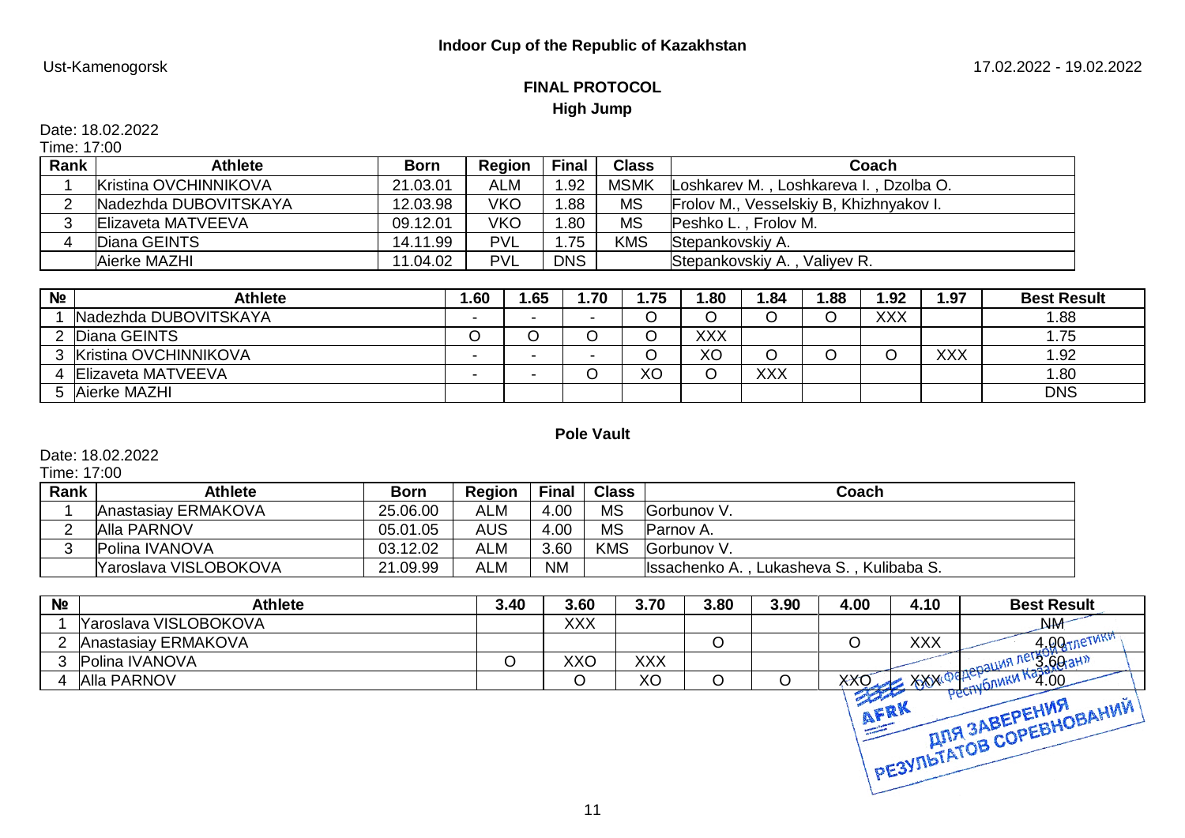**Indoor Cup of the Republic of Kazakhstan**

Ust-Kamenogorsk 17.02.2022 - 19.02.2022

## FINAL PROTOCOL

### High Jump

Date: 18.02.2022
Time: 17:00

| Rank | Athlete | Born | Region | Final | Class | Coach |
|---|---|---|---|---|---|---|
| 1 | Kristina OVCHINNIKOVA | 21.03.01 | ALM | 1.92 | MSMK | Loshkarev M. , Loshkareva I. , Dzolba O. |
| 2 | Nadezhda DUBOVITSKAYA | 12.03.98 | VKO | 1.88 | MS | Frolov M., Vesselskiy B, Khizhnyakov I. |
| 3 | Elizaveta MATVEEVA | 09.12.01 | VKO | 1.80 | MS | Peshko L. , Frolov M. |
| 4 | Diana GEINTS | 14.11.99 | PVL | 1.75 | KMS | Stepankovskiy A. |
| | Aierke MAZHI | 11.04.02 | PVL | DNS | | Stepankovskiy A. , Valiyev R. |

| № | Athlete | 1.60 | 1.65 | 1.70 | 1.75 | 1.80 | 1.84 | 1.88 | 1.92 | 1.97 | Best Result |
|---|---|---|---|---|---|---|---|---|---|---|---|
| 1 | Nadezhda DUBOVITSKAYA | - | - | - | O | O | O | O | XXX | | 1.88 |
| 2 | Diana GEINTS | O | O | O | O | XXX | | | | | 1.75 |
| 3 | Kristina OVCHINNIKOVA | - | - | - | O | XO | O | O | O | XXX | 1.92 |
| 4 | Elizaveta MATVEEVA | - | - | O | XO | O | XXX | | | | 1.80 |
| 5 | Aierke MAZHI | | | | | | | | | | DNS |

### Pole Vault

Date: 18.02.2022
Time: 17:00

| Rank | Athlete | Born | Region | Final | Class | Coach |
|---|---|---|---|---|---|---|
| 1 | Anastasiay ERMAKOVA | 25.06.00 | ALM | 4.00 | MS | Gorbunov V. |
| 2 | Alla PARNOV | 05.01.05 | AUS | 4.00 | MS | Parnov A. |
| 3 | Polina IVANOVA | 03.12.02 | ALM | 3.60 | KMS | Gorbunov V. |
| | Yaroslava VISLOBOKOVA | 21.09.99 | ALM | NM | | Issachenko A. , Lukasheva S. , Kulibaba S. |

| № | Athlete | 3.40 | 3.60 | 3.70 | 3.80 | 3.90 | 4.00 | 4.10 | Best Result |
|---|---|---|---|---|---|---|---|---|---|
| 1 | Yaroslava VISLOBOKOVA | | XXX | | | | | | NM |
| 2 | Anastasiay ERMAKOVA | | | | O | | O | XXX | 4.00 |
| 3 | Polina IVANOVA | O | XXO | XXX | | | | | 3.60 |
| 4 | Alla PARNOV | | O | XO | O | O | XXO | XXX | 4.00 |

AFRK — ОЮЛ «Федерация легкой атлетики Республики Казахстан» — ДЛЯ ЗАВЕРЕНИЯ РЕЗУЛЬТАТОВ СОРЕВНОВАНИЙ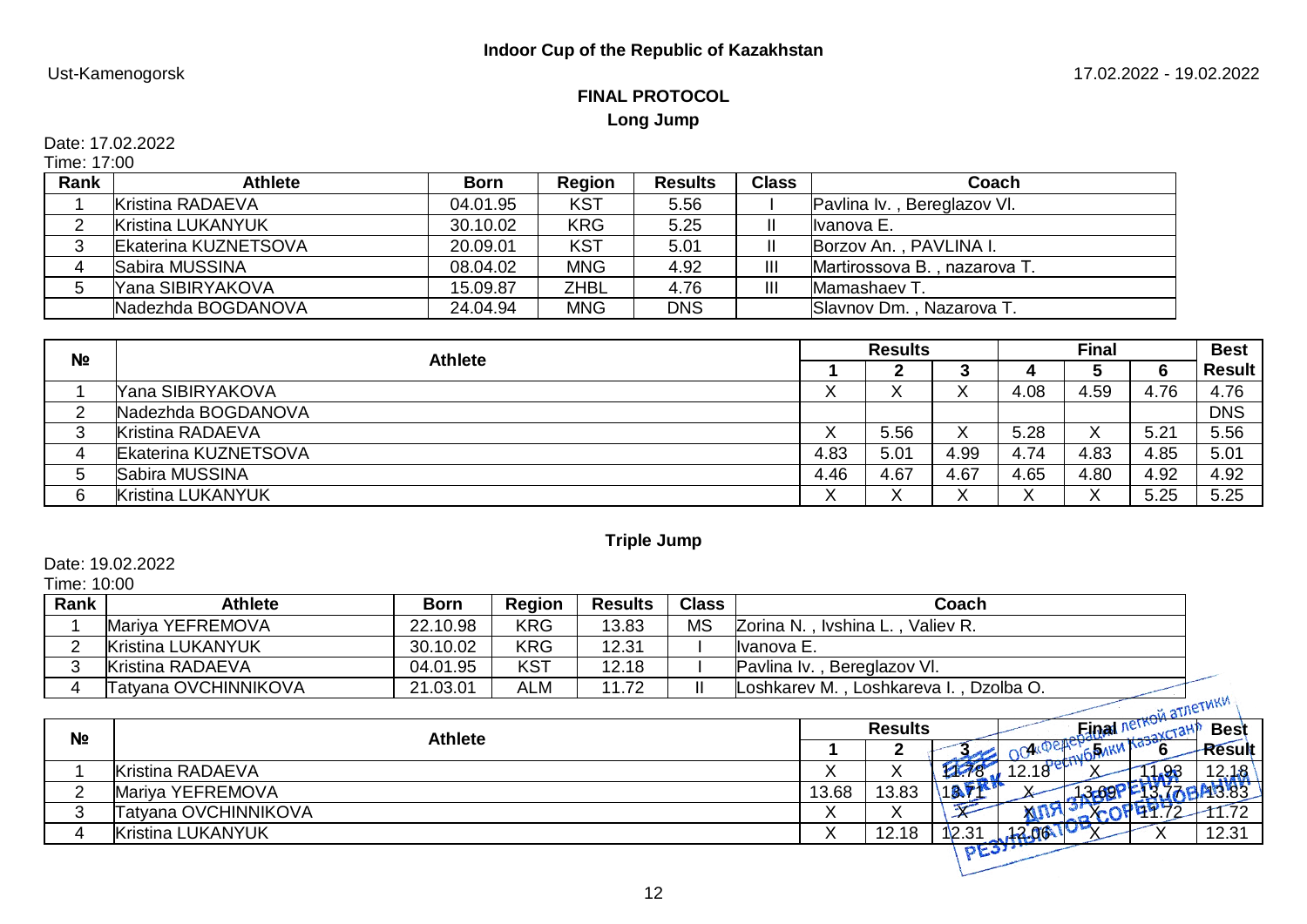**Indoor Cup of the Republic of Kazakhstan**

Ust-Kamenogorsk

17.02.2022 - 19.02.2022

## FINAL PROTOCOL

### Long Jump

Date: 17.02.2022
Time: 17:00

| Rank | Athlete | Born | Region | Results | Class | Coach |
|---|---|---|---|---|---|---|
| 1 | Kristina RADAEVA | 04.01.95 | KST | 5.56 | I | Pavlina Iv. , Bereglazov Vl. |
| 2 | Kristina LUKANYUK | 30.10.02 | KRG | 5.25 | II | Ivanova E. |
| 3 | Ekaterina KUZNETSOVA | 20.09.01 | KST | 5.01 | II | Borzov An. , PAVLINA I. |
| 4 | Sabira MUSSINA | 08.04.02 | MNG | 4.92 | III | Martirossova B. , nazarova T. |
| 5 | Yana SIBIRYAKOVA | 15.09.87 | ZHBL | 4.76 | III | Mamashaev T. |
| | Nadezhda BOGDANOVA | 24.04.94 | MNG | DNS | | Slavnov Dm. , Nazarova T. |

| № | Athlete | Results | | | Final | | | Best |
|---|---|---|---|---|---|---|---|---|
| | | 1 | 2 | 3 | 4 | 5 | 6 | Result |
| 1 | Yana SIBIRYAKOVA | X | X | X | 4.08 | 4.59 | 4.76 | 4.76 |
| 2 | Nadezhda BOGDANOVA | | | | | | | DNS |
| 3 | Kristina RADAEVA | X | 5.56 | X | 5.28 | X | 5.21 | 5.56 |
| 4 | Ekaterina KUZNETSOVA | 4.83 | 5.01 | 4.99 | 4.74 | 4.83 | 4.85 | 5.01 |
| 5 | Sabira MUSSINA | 4.46 | 4.67 | 4.67 | 4.65 | 4.80 | 4.92 | 4.92 |
| 6 | Kristina LUKANYUK | X | X | X | X | X | 5.25 | 5.25 |

### Triple Jump

Date: 19.02.2022
Time: 10:00

| Rank | Athlete | Born | Region | Results | Class | Coach |
|---|---|---|---|---|---|---|
| 1 | Mariya YEFREMOVA | 22.10.98 | KRG | 13.83 | MS | Zorina N. , Ivshina L. , Valiev R. |
| 2 | Kristina LUKANYUK | 30.10.02 | KRG | 12.31 | I | Ivanova E. |
| 3 | Kristina RADAEVA | 04.01.95 | KST | 12.18 | I | Pavlina Iv. , Bereglazov Vl. |
| 4 | Tatyana OVCHINNIKOVA | 21.03.01 | ALM | 11.72 | II | Loshkarev M. , Loshkareva I. , Dzolba O. |

| № | Athlete | Results | | | Final | | | Best |
|---|---|---|---|---|---|---|---|---|
| | | 1 | 2 | 3 | 4 | 5 | 6 | Result |
| 1 | Kristina RADAEVA | X | X | 11.78 | 12.18 | X | 11.93 | 12.18 |
| 2 | Mariya YEFREMOVA | 13.68 | 13.83 | 13.71 | X | 13.69 | 13.77 | 13.83 |
| 3 | Tatyana OVCHINNIKOVA | X | X | X | X | X | 11.72 | 11.72 |
| 4 | Kristina LUKANYUK | X | 12.18 | 12.31 | 12.06 | X | X | 12.31 |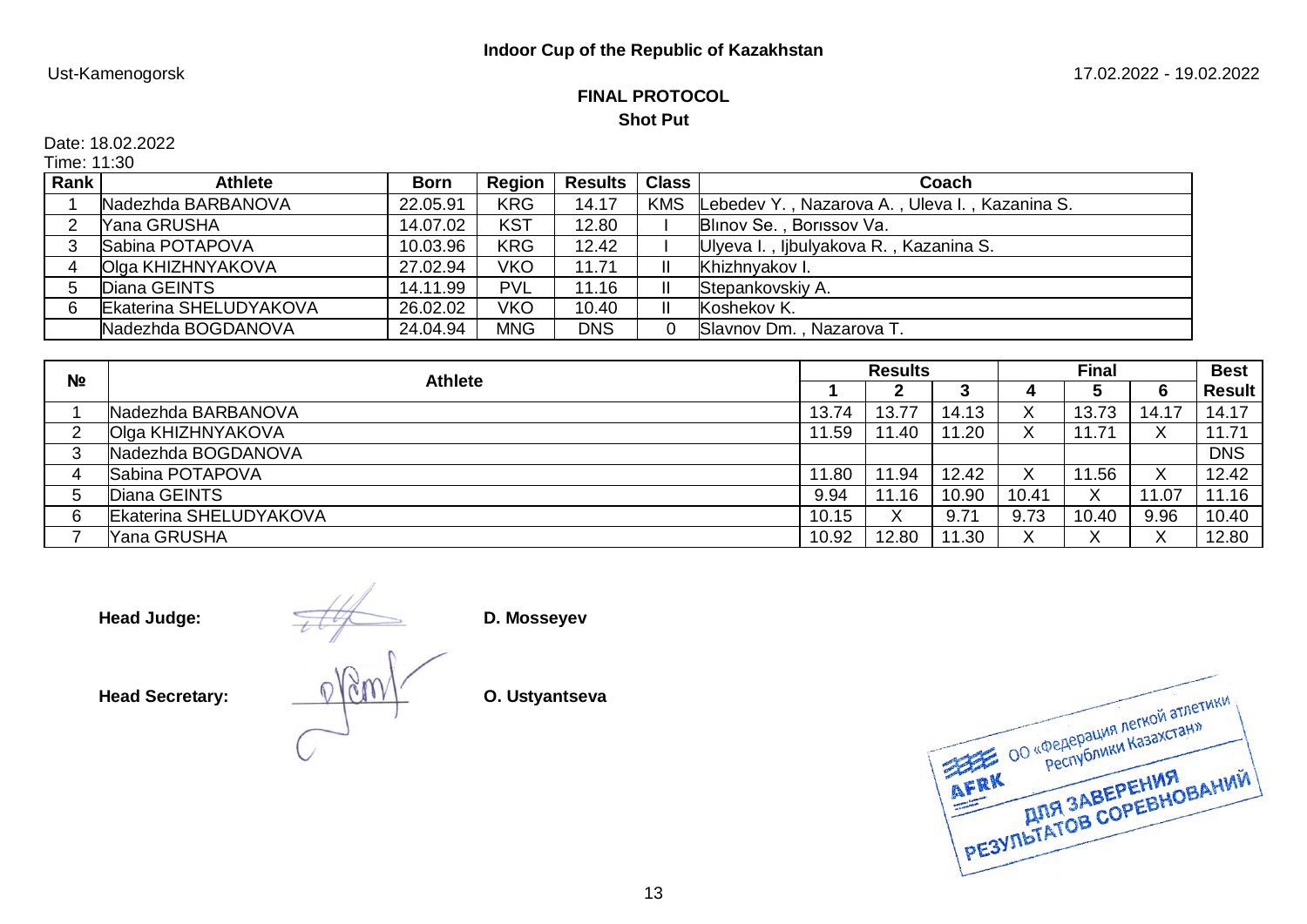**Indoor Cup of the Republic of Kazakhstan**

Ust-Kamenogorsk 17.02.2022 - 19.02.2022

## FINAL PROTOCOL
### Shot Put

Date: 18.02.2022
Time: 11:30

| Rank | Athlete | Born | Region | Results | Class | Coach |
|---|---|---|---|---|---|---|
| 1 | Nadezhda BARBANOVA | 22.05.91 | KRG | 14.17 | KMS | Lebedev Y. , Nazarova A. , Uleva I. , Kazanina S. |
| 2 | Yana GRUSHA | 14.07.02 | KST | 12.80 | I | Blınov Se. , Borıssov Va. |
| 3 | Sabina POTAPOVA | 10.03.96 | KRG | 12.42 | I | Ulyeva I. , Ijbulyakova R. , Kazanina S. |
| 4 | Olga KHIZHNYAKOVA | 27.02.94 | VKO | 11.71 | II | Khizhnyakov I. |
| 5 | Diana GEINTS | 14.11.99 | PVL | 11.16 | II | Stepankovskiy A. |
| 6 | Ekaterina SHELUDYAKOVA | 26.02.02 | VKO | 10.40 | II | Koshekov K. |
| | Nadezhda BOGDANOVA | 24.04.94 | MNG | DNS | 0 | Slavnov Dm. , Nazarova T. |

| № | Athlete | Results | | | Final | | | Best |
|---|---|---|---|---|---|---|---|---|
| | | 1 | 2 | 3 | 4 | 5 | 6 | Result |
| 1 | Nadezhda BARBANOVA | 13.74 | 13.77 | 14.13 | X | 13.73 | 14.17 | 14.17 |
| 2 | Olga KHIZHNYAKOVA | 11.59 | 11.40 | 11.20 | X | 11.71 | X | 11.71 |
| 3 | Nadezhda BOGDANOVA | | | | | | | DNS |
| 4 | Sabina POTAPOVA | 11.80 | 11.94 | 12.42 | X | 11.56 | X | 12.42 |
| 5 | Diana GEINTS | 9.94 | 11.16 | 10.90 | 10.41 | X | 11.07 | 11.16 |
| 6 | Ekaterina SHELUDYAKOVA | 10.15 | X | 9.71 | 9.73 | 10.40 | 9.96 | 10.40 |
| 7 | Yana GRUSHA | 10.92 | 12.80 | 11.30 | X | X | X | 12.80 |

**Head Judge:** **D. Mosseyev**

**Head Secretary:** **O. Ustyantseva**

ОО «Федерация легкой атлетики Республики Казахстан»
AFRK
ДЛЯ ЗАВЕРЕНИЯ РЕЗУЛЬТАТОВ СОРЕВНОВАНИЙ